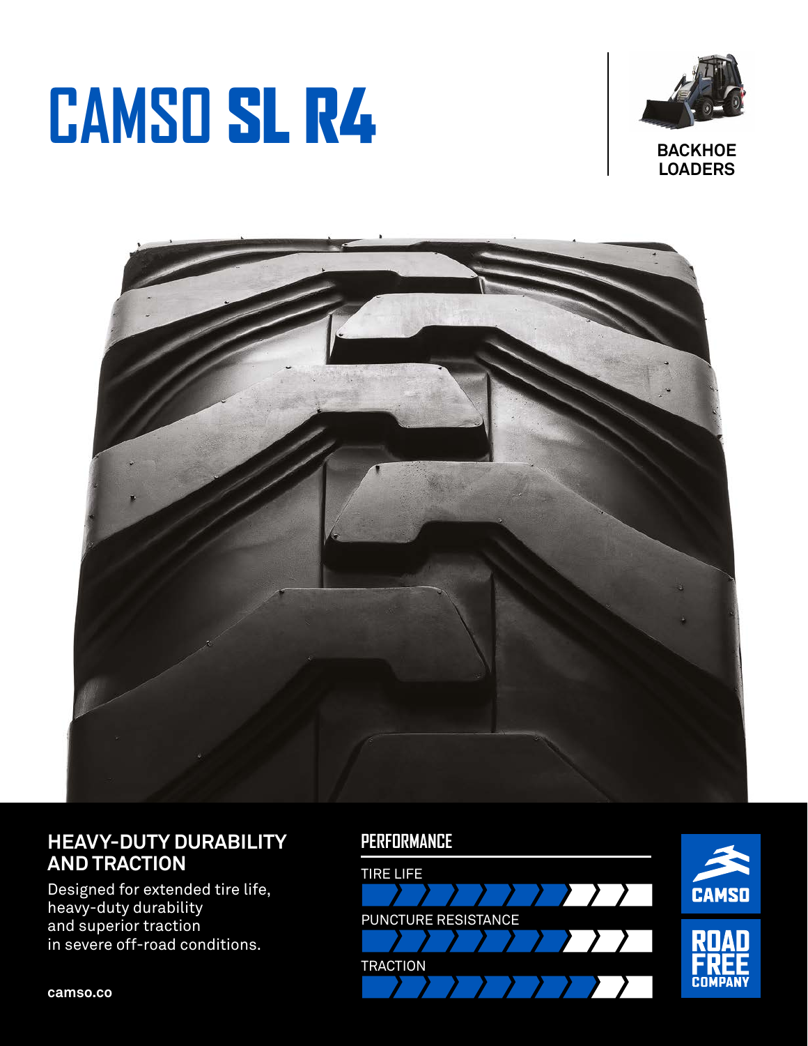# CAMSO SL R4

BACKHOE LOADERS

## HEAVY-DUTY DURABILITY AND TRACTION

Designed for extended tire life, heavy-duty durability and superior traction in severe off-road conditions.

## PERFORMANCE

TIRE LIFE

PUNCTURE RESISTANCE

TRACTION

camso.co

CAMSO

ROAD FREE COMPANY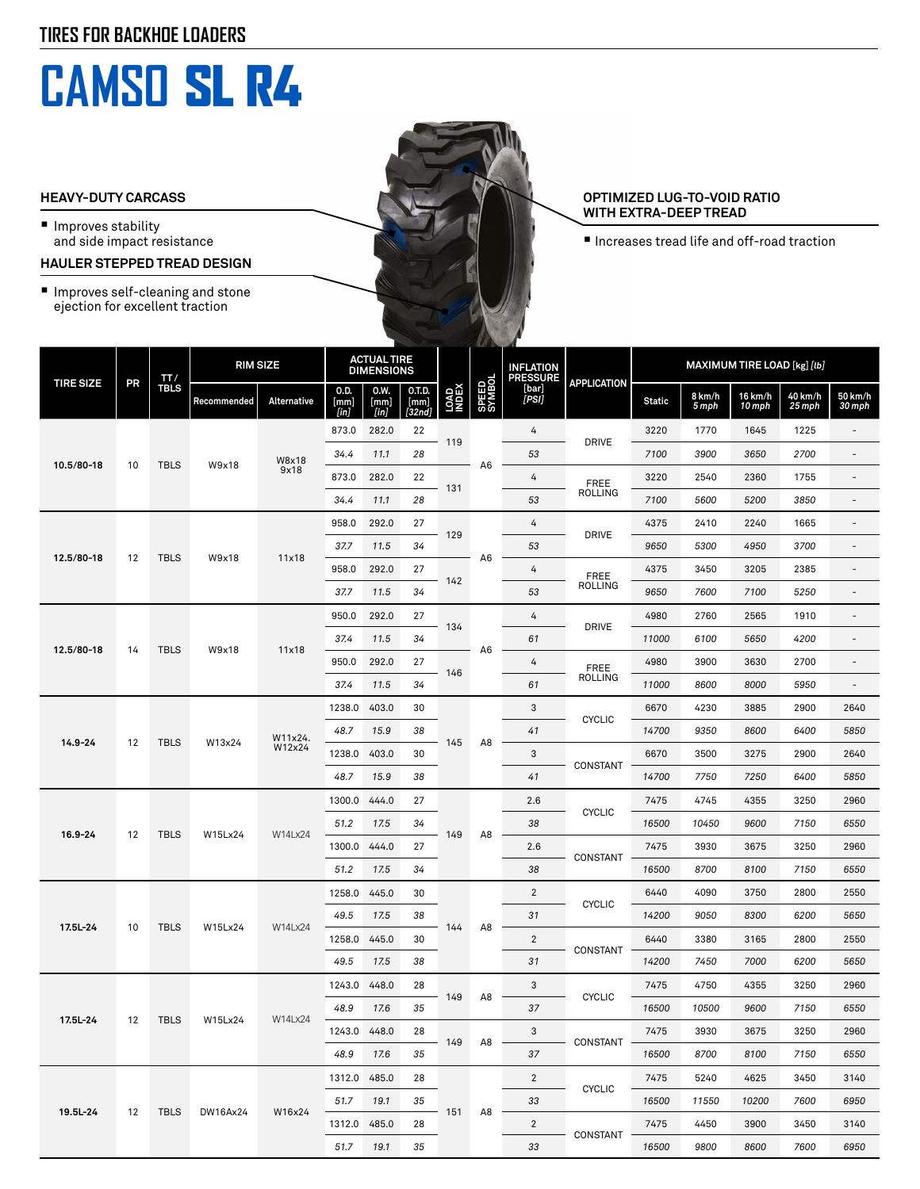## TIRES FOR BACKHOE LOADERS

# CAMSO SL R4

**HEAVY-DUTY CARCASS**

- Improves stability and side impact resistance

**HAULER STEPPED TREAD DESIGN**

- Improves self-cleaning and stone ejection for excellent traction

**OPTIMIZED LUG-TO-VOID RATIO WITH EXTRA-DEEP TREAD**

- Increases tread life and off-road traction

| TIRE SIZE | PR | TT / TBLS | RIM SIZE | | ACTUAL TIRE DIMENSIONS | | | LOAD INDEX | SPEED SYMBOL | INFLATION PRESSURE [bar] [PSI] | APPLICATION | MAXIMUM TIRE LOAD [kg] [lb] | | | | |
|---|---|---|---|---|---|---|---|---|---|---|---|---|---|---|---|---|
| | | | Recommended | Alternative | O.D. [mm] [in] | O.W. [mm] [in] | O.T.D. [mm] [32nd] | | | | | Static | 8 km/h 5 mph | 16 km/h 10 mph | 40 km/h 25 mph | 50 km/h 30 mph |
| 10.5/80-18 | 10 | TBLS | W9x18 | W8x18 9x18 | 873.0 | 282.0 | 22 | 119 | A6 | 4 | DRIVE | 3220 | 1770 | 1645 | 1225 | - |
| | | | | | 34.4 | 11.1 | 28 | | | 53 | | 7100 | 3900 | 3650 | 2700 | - |
| | | | | | 873.0 | 282.0 | 22 | 131 | | 4 | FREE ROLLING | 3220 | 2540 | 2360 | 1755 | - |
| | | | | | 34.4 | 11.1 | 28 | | | 53 | | 7100 | 5600 | 5200 | 3850 | - |
| 12.5/80-18 | 12 | TBLS | W9x18 | 11x18 | 958.0 | 292.0 | 27 | 129 | A6 | 4 | DRIVE | 4375 | 2410 | 2240 | 1665 | - |
| | | | | | 37.7 | 11.5 | 34 | | | 53 | | 9650 | 5300 | 4950 | 3700 | - |
| | | | | | 958.0 | 292.0 | 27 | 142 | | 4 | FREE ROLLING | 4375 | 3450 | 3205 | 2385 | - |
| | | | | | 37.7 | 11.5 | 34 | | | 53 | | 9650 | 7600 | 7100 | 5250 | - |
| 12.5/80-18 | 14 | TBLS | W9x18 | 11x18 | 950.0 | 292.0 | 27 | 134 | A6 | 4 | DRIVE | 4980 | 2760 | 2565 | 1910 | - |
| | | | | | 37.4 | 11.5 | 34 | | | 61 | | 11000 | 6100 | 5650 | 4200 | - |
| | | | | | 950.0 | 292.0 | 27 | 146 | | 4 | FREE ROLLING | 4980 | 3900 | 3630 | 2700 | - |
| | | | | | 37.4 | 11.5 | 34 | | | 61 | | 11000 | 8600 | 8000 | 5950 | - |
| 14.9-24 | 12 | TBLS | W13x24 | W11x24. W12x24 | 1238.0 | 403.0 | 30 | 145 | A8 | 3 | CYCLIC | 6670 | 4230 | 3885 | 2900 | 2640 |
| | | | | | 48.7 | 15.9 | 38 | | | 41 | | 14700 | 9350 | 8600 | 6400 | 5850 |
| | | | | | 1238.0 | 403.0 | 30 | | | 3 | CONSTANT | 6670 | 3500 | 3275 | 2900 | 2640 |
| | | | | | 48.7 | 15.9 | 38 | | | 41 | | 14700 | 7750 | 7250 | 6400 | 5850 |
| 16.9-24 | 12 | TBLS | W15Lx24 | W14Lx24 | 1300.0 | 444.0 | 27 | 149 | A8 | 2.6 | CYCLIC | 7475 | 4745 | 4355 | 3250 | 2960 |
| | | | | | 51.2 | 17.5 | 34 | | | 38 | | 16500 | 10450 | 9600 | 7150 | 6550 |
| | | | | | 1300.0 | 444.0 | 27 | | | 2.6 | CONSTANT | 7475 | 3930 | 3675 | 3250 | 2960 |
| | | | | | 51.2 | 17.5 | 34 | | | 38 | | 16500 | 8700 | 8100 | 7150 | 6550 |
| 17.5L-24 | 10 | TBLS | W15Lx24 | W14Lx24 | 1258.0 | 445.0 | 30 | 144 | A8 | 2 | CYCLIC | 6440 | 4090 | 3750 | 2800 | 2550 |
| | | | | | 49.5 | 17.5 | 38 | | | 31 | | 14200 | 9050 | 8300 | 6200 | 5650 |
| | | | | | 1258.0 | 445.0 | 30 | | | 2 | CONSTANT | 6440 | 3380 | 3165 | 2800 | 2550 |
| | | | | | 49.5 | 17.5 | 38 | | | 31 | | 14200 | 7450 | 7000 | 6200 | 5650 |
| 17.5L-24 | 12 | TBLS | W15Lx24 | W14Lx24 | 1243.0 | 448.0 | 28 | 149 | A8 | 3 | CYCLIC | 7475 | 4750 | 4355 | 3250 | 2960 |
| | | | | | 48.9 | 17.6 | 35 | | | 37 | | 16500 | 10500 | 9600 | 7150 | 6550 |
| | | | | | 1243.0 | 448.0 | 28 | 149 | A8 | 3 | CONSTANT | 7475 | 3930 | 3675 | 3250 | 2960 |
| | | | | | 48.9 | 17.6 | 35 | | | 37 | | 16500 | 8700 | 8100 | 7150 | 6550 |
| 19.5L-24 | 12 | TBLS | DW16Ax24 | W16x24 | 1312.0 | 485.0 | 28 | 151 | A8 | 2 | CYCLIC | 7475 | 5240 | 4625 | 3450 | 3140 |
| | | | | | 51.7 | 19.1 | 35 | | | 33 | | 16500 | 11550 | 10200 | 7600 | 6950 |
| | | | | | 1312.0 | 485.0 | 28 | | | 2 | CONSTANT | 7475 | 4450 | 3900 | 3450 | 3140 |
| | | | | | 51.7 | 19.1 | 35 | | | 33 | | 16500 | 9800 | 8600 | 7600 | 6950 |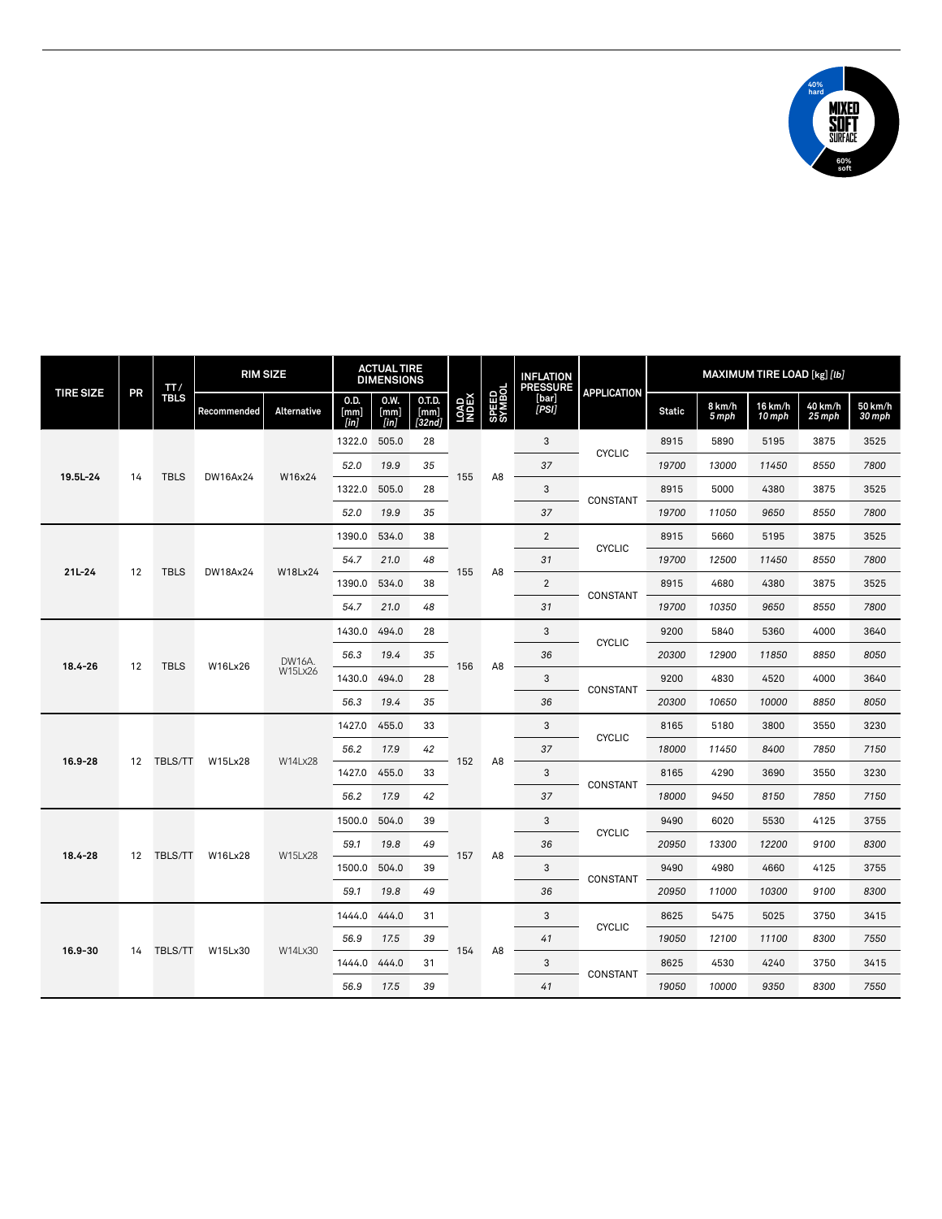40% hard

MIXED SOFT SURFACE

60% soft

| TIRE SIZE | PR | TT / TBLS | RIM SIZE | | ACTUAL TIRE DIMENSIONS | | | LOAD INDEX | SPEED SYMBOL | INFLATION PRESSURE [bar] *[PSI]* | APPLICATION | MAXIMUM TIRE LOAD [kg] *[lb]* | | | | |
|---|---|---|---|---|---|---|---|---|---|---|---|---|---|---|---|---|
| | | | Recommended | Alternative | O.D. [mm] *[in]* | O.W. [mm] *[in]* | O.T.D. [mm] *[32nd]* | | | | | Static | 8 km/h *5 mph* | 16 km/h *10 mph* | 40 km/h *25 mph* | 50 km/h *30 mph* |
| 19.5L-24 | 14 | TBLS | DW16Ax24 | W16x24 | 1322.0 | 505.0 | 28 | 155 | A8 | 3 | CYCLIC | 8915 | 5890 | 5195 | 3875 | 3525 |
| | | | | | *52.0* | *19.9* | *35* | | | *37* | | *19700* | *13000* | *11450* | *8550* | *7800* |
| | | | | | 1322.0 | 505.0 | 28 | | | 3 | CONSTANT | 8915 | 5000 | 4380 | 3875 | 3525 |
| | | | | | *52.0* | *19.9* | *35* | | | *37* | | *19700* | *11050* | *9650* | *8550* | *7800* |
| 21L-24 | 12 | TBLS | DW18Ax24 | W18Lx24 | 1390.0 | 534.0 | 38 | 155 | A8 | 2 | CYCLIC | 8915 | 5660 | 5195 | 3875 | 3525 |
| | | | | | *54.7* | *21.0* | *48* | | | *31* | | *19700* | *12500* | *11450* | *8550* | *7800* |
| | | | | | 1390.0 | 534.0 | 38 | | | 2 | CONSTANT | 8915 | 4680 | 4380 | 3875 | 3525 |
| | | | | | *54.7* | *21.0* | *48* | | | *31* | | *19700* | *10350* | *9650* | *8550* | *7800* |
| 18.4-26 | 12 | TBLS | W16Lx26 | DW16A. W15Lx26 | 1430.0 | 494.0 | 28 | 156 | A8 | 3 | CYCLIC | 9200 | 5840 | 5360 | 4000 | 3640 |
| | | | | | *56.3* | *19.4* | *35* | | | *36* | | *20300* | *12900* | *11850* | *8850* | *8050* |
| | | | | | 1430.0 | 494.0 | 28 | | | 3 | CONSTANT | 9200 | 4830 | 4520 | 4000 | 3640 |
| | | | | | *56.3* | *19.4* | *35* | | | *36* | | *20300* | *10650* | *10000* | *8850* | *8050* |
| 16.9-28 | 12 | TBLS/TT | W15Lx28 | W14Lx28 | 1427.0 | 455.0 | 33 | 152 | A8 | 3 | CYCLIC | 8165 | 5180 | 3800 | 3550 | 3230 |
| | | | | | *56.2* | *17.9* | *42* | | | *37* | | *18000* | *11450* | *8400* | *7850* | *7150* |
| | | | | | 1427.0 | 455.0 | 33 | | | 3 | CONSTANT | 8165 | 4290 | 3690 | 3550 | 3230 |
| | | | | | *56.2* | *17.9* | *42* | | | *37* | | *18000* | *9450* | *8150* | *7850* | *7150* |
| 18.4-28 | 12 | TBLS/TT | W16Lx28 | W15Lx28 | 1500.0 | 504.0 | 39 | 157 | A8 | 3 | CYCLIC | 9490 | 6020 | 5530 | 4125 | 3755 |
| | | | | | *59.1* | *19.8* | *49* | | | *36* | | *20950* | *13300* | *12200* | *9100* | *8300* |
| | | | | | 1500.0 | 504.0 | 39 | | | 3 | CONSTANT | 9490 | 4980 | 4660 | 4125 | 3755 |
| | | | | | *59.1* | *19.8* | *49* | | | *36* | | *20950* | *11000* | *10300* | *9100* | *8300* |
| 16.9-30 | 14 | TBLS/TT | W15Lx30 | W14Lx30 | 1444.0 | 444.0 | 31 | 154 | A8 | 3 | CYCLIC | 8625 | 5475 | 5025 | 3750 | 3415 |
| | | | | | *56.9* | *17.5* | *39* | | | *41* | | *19050* | *12100* | *11100* | *8300* | *7550* |
| | | | | | 1444.0 | 444.0 | 31 | | | 3 | CONSTANT | 8625 | 4530 | 4240 | 3750 | 3415 |
| | | | | | *56.9* | *17.5* | *39* | | | *41* | | *19050* | *10000* | *9350* | *8300* | *7550* |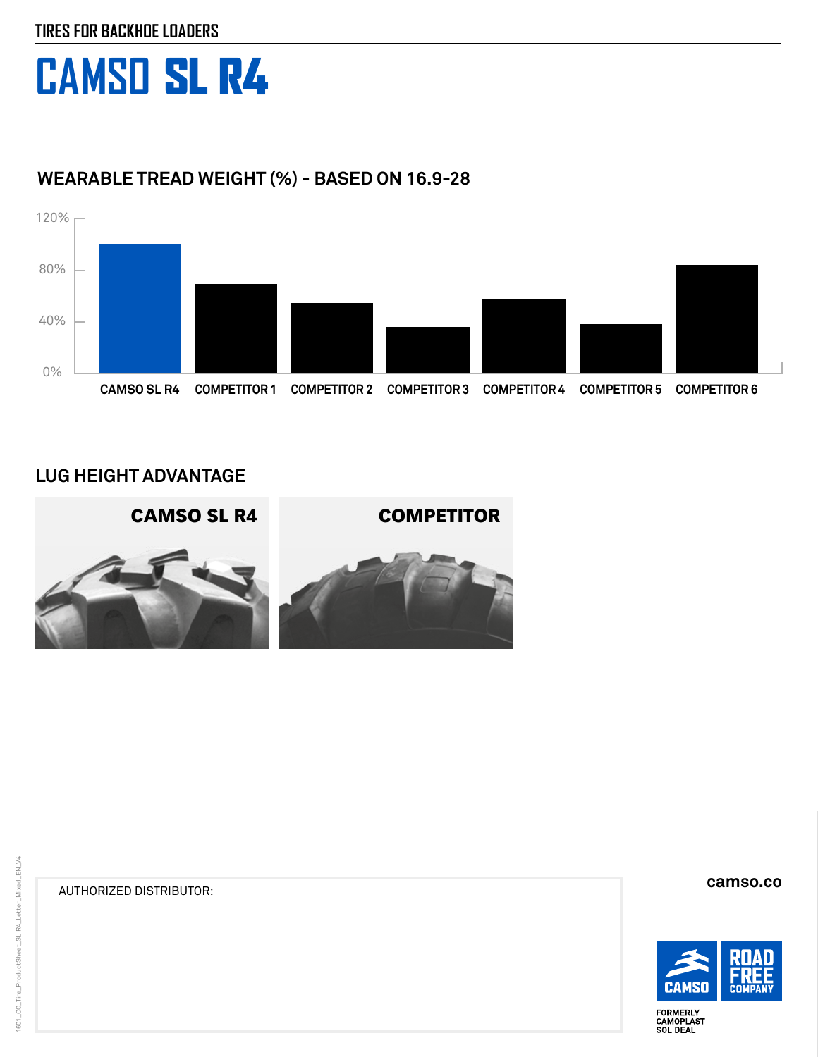TIRES FOR BACKHOE LOADERS

# CAMSO SL R4

## WEARABLE TREAD WEIGHT (%) - BASED ON 16.9-28

120%
80%
40%
0%

CAMSO SL R4
COMPETITOR 1
COMPETITOR 2
COMPETITOR 3
COMPETITOR 4
COMPETITOR 5
COMPETITOR 6

## LUG HEIGHT ADVANTAGE

CAMSO SL R4

COMPETITOR

AUTHORIZED DISTRIBUTOR:

camso.co

CAMSO ROAD FREE COMPANY

FORMERLY CAMOPLAST SOLIDEAL

1601_CO_Tire_ProductSheet_SL R4_Letter_Mixed_EN_V4